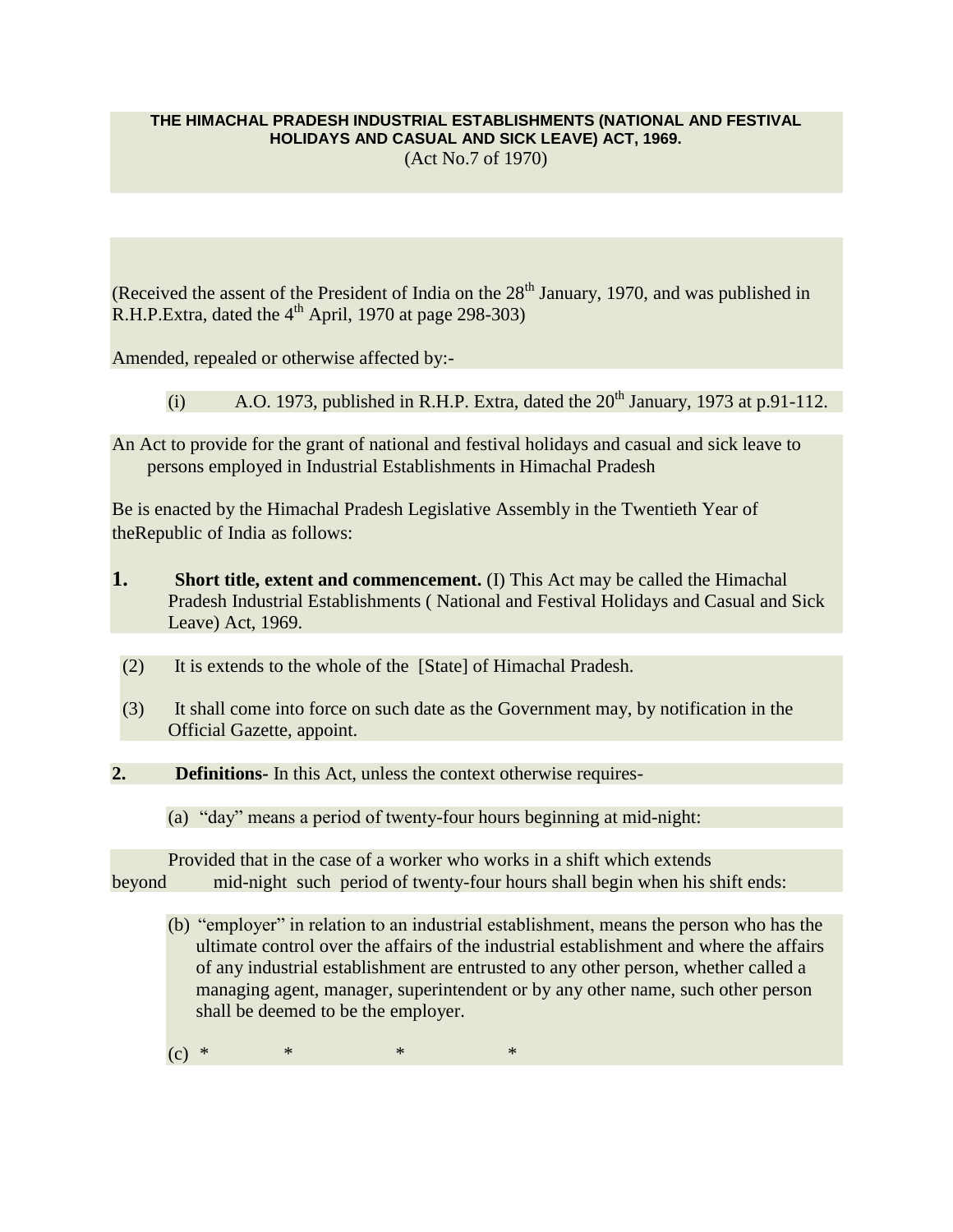# THE HIMACHAL PRADESH INDUSTRIAL ESTABLISHMENTS (NATIONAL AND FESTIVAL HOLIDAYS AND CASUAL AND SICK LEAVE) ACT, 1969.

(Act No.7 of 1970)

(Received the assent of the President of India on the 28th January, 1970, and was published in R.H.P.Extra, dated the 4th April, 1970 at page 298-303)

Amended, repealed or otherwise affected by:-

(i) A.O. 1973, published in R.H.P. Extra, dated the 20th January, 1973 at p.91-112.

An Act to provide for the grant of national and festival holidays and casual and sick leave to persons employed in Industrial Establishments in Himachal Pradesh

Be is enacted by the Himachal Pradesh Legislative Assembly in the Twentieth Year of theRepublic of India as follows:

**1. Short title, extent and commencement.** (I) This Act may be called the Himachal Pradesh Industrial Establishments ( National and Festival Holidays and Casual and Sick Leave) Act, 1969.

(2) It is extends to the whole of the [State] of Himachal Pradesh.

(3) It shall come into force on such date as the Government may, by notification in the Official Gazette, appoint.

**2. Definitions-** In this Act, unless the context otherwise requires-

(a) "day" means a period of twenty-four hours beginning at mid-night:

Provided that in the case of a worker who works in a shift which extends beyond mid-night such period of twenty-four hours shall begin when his shift ends:

(b) "employer" in relation to an industrial establishment, means the person who has the ultimate control over the affairs of the industrial establishment and where the affairs of any industrial establishment are entrusted to any other person, whether called a managing agent, manager, superintendent or by any other name, such other person shall be deemed to be the employer.

(c) * * * *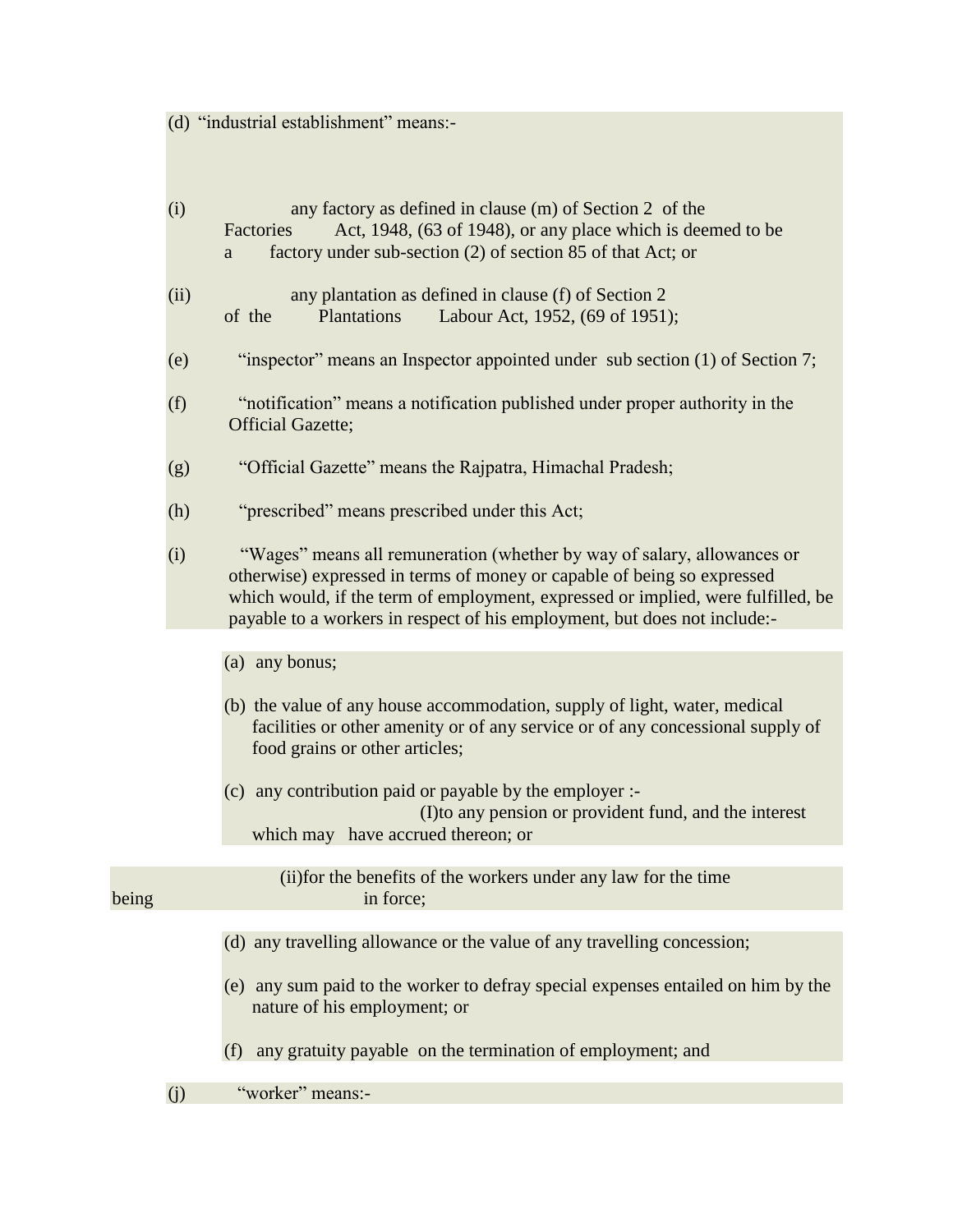(d) "industrial establishment" means:-

(i) any factory as defined in clause (m) of Section 2 of the Factories Act, 1948, (63 of 1948), or any place which is deemed to be a factory under sub-section (2) of section 85 of that Act; or

(ii) any plantation as defined in clause (f) of Section 2 of the Plantations Labour Act, 1952, (69 of 1951);

(e) "inspector" means an Inspector appointed under sub section (1) of Section 7;

(f) "notification" means a notification published under proper authority in the Official Gazette;

(g) "Official Gazette" means the Rajpatra, Himachal Pradesh;

(h) "prescribed" means prescribed under this Act;

(i) "Wages" means all remuneration (whether by way of salary, allowances or otherwise) expressed in terms of money or capable of being so expressed which would, if the term of employment, expressed or implied, were fulfilled, be payable to a workers in respect of his employment, but does not include:-

- (a) any bonus;
- (b) the value of any house accommodation, supply of light, water, medical facilities or other amenity or of any service or of any concessional supply of food grains or other articles;
- (c) any contribution paid or payable by the employer :-
  - (I)to any pension or provident fund, and the interest which may have accrued thereon; or
  - (ii)for the benefits of the workers under any law for the time being in force;
- (d) any travelling allowance or the value of any travelling concession;
- (e) any sum paid to the worker to defray special expenses entailed on him by the nature of his employment; or
- (f) any gratuity payable on the termination of employment; and

(j) "worker" means:-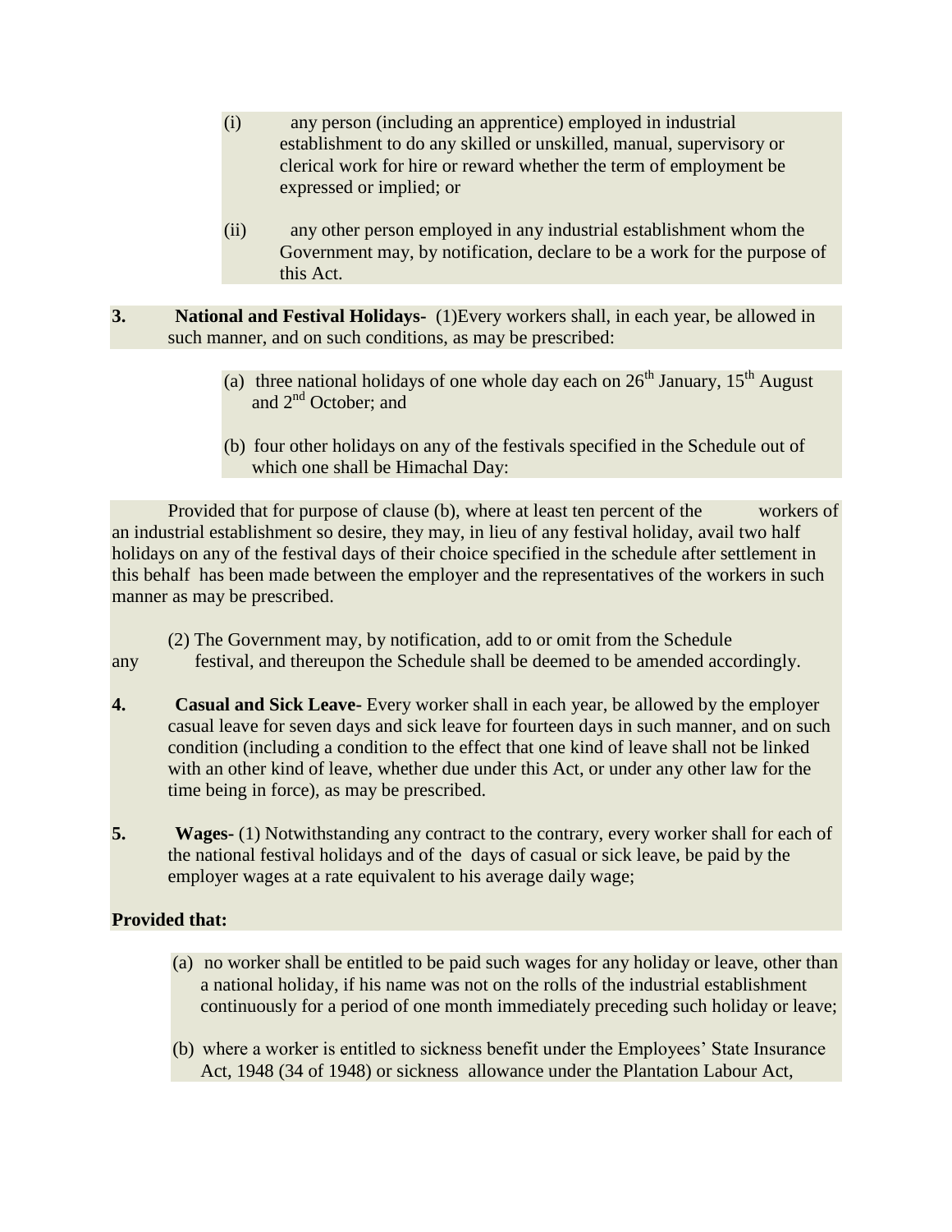(i) any person (including an apprentice) employed in industrial establishment to do any skilled or unskilled, manual, supervisory or clerical work for hire or reward whether the term of employment be expressed or implied; or

(ii) any other person employed in any industrial establishment whom the Government may, by notification, declare to be a work for the purpose of this Act.

**3. National and Festival Holidays-** (1)Every workers shall, in each year, be allowed in such manner, and on such conditions, as may be prescribed:

(a) three national holidays of one whole day each on 26th January, 15th August and 2nd October; and

(b) four other holidays on any of the festivals specified in the Schedule out of which one shall be Himachal Day:

Provided that for purpose of clause (b), where at least ten percent of the workers of an industrial establishment so desire, they may, in lieu of any festival holiday, avail two half holidays on any of the festival days of their choice specified in the schedule after settlement in this behalf has been made between the employer and the representatives of the workers in such manner as may be prescribed.

(2) The Government may, by notification, add to or omit from the Schedule any festival, and thereupon the Schedule shall be deemed to be amended accordingly.

**4. Casual and Sick Leave-** Every worker shall in each year, be allowed by the employer casual leave for seven days and sick leave for fourteen days in such manner, and on such condition (including a condition to the effect that one kind of leave shall not be linked with an other kind of leave, whether due under this Act, or under any other law for the time being in force), as may be prescribed.

**5. Wages-** (1) Notwithstanding any contract to the contrary, every worker shall for each of the national festival holidays and of the days of casual or sick leave, be paid by the employer wages at a rate equivalent to his average daily wage;

**Provided that:**

(a) no worker shall be entitled to be paid such wages for any holiday or leave, other than a national holiday, if his name was not on the rolls of the industrial establishment continuously for a period of one month immediately preceding such holiday or leave;

(b) where a worker is entitled to sickness benefit under the Employees' State Insurance Act, 1948 (34 of 1948) or sickness allowance under the Plantation Labour Act,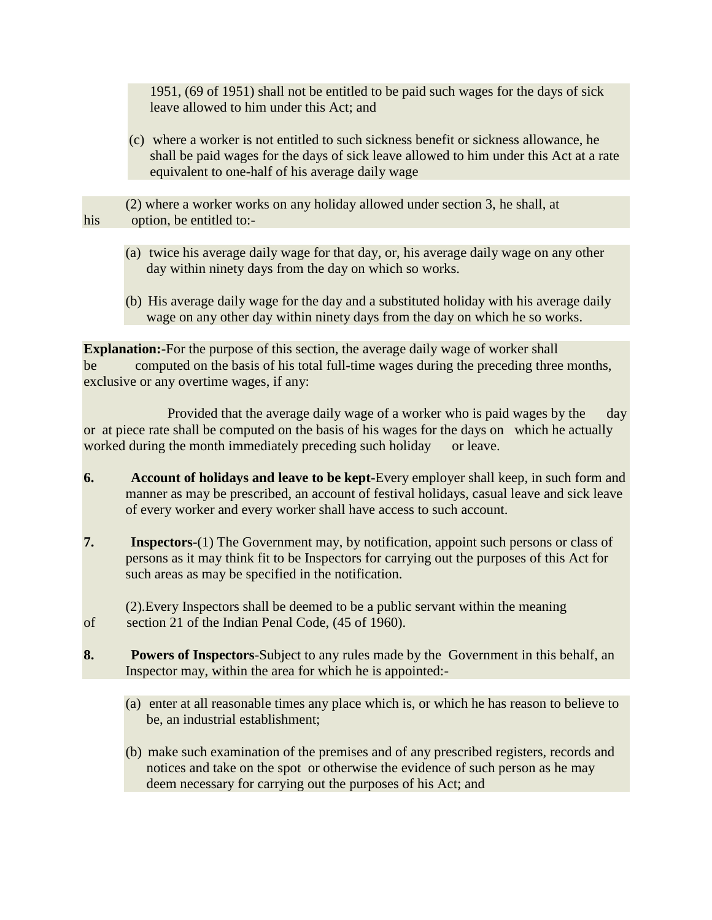1951, (69 of 1951) shall not be entitled to be paid such wages for the days of sick leave allowed to him under this Act; and

(c) where a worker is not entitled to such sickness benefit or sickness allowance, he shall be paid wages for the days of sick leave allowed to him under this Act at a rate equivalent to one-half of his average daily wage

(2) where a worker works on any holiday allowed under section 3, he shall, at his option, be entitled to:-

(a) twice his average daily wage for that day, or, his average daily wage on any other day within ninety days from the day on which so works.

(b) His average daily wage for the day and a substituted holiday with his average daily wage on any other day within ninety days from the day on which he so works.

**Explanation:-**For the purpose of this section, the average daily wage of worker shall be computed on the basis of his total full-time wages during the preceding three months, exclusive or any overtime wages, if any:

Provided that the average daily wage of a worker who is paid wages by the day or at piece rate shall be computed on the basis of his wages for the days on which he actually worked during the month immediately preceding such holiday or leave.

**6. Account of holidays and leave to be kept-**Every employer shall keep, in such form and manner as may be prescribed, an account of festival holidays, casual leave and sick leave of every worker and every worker shall have access to such account.

**7. Inspectors-**(1) The Government may, by notification, appoint such persons or class of persons as it may think fit to be Inspectors for carrying out the purposes of this Act for such areas as may be specified in the notification.

(2).Every Inspectors shall be deemed to be a public servant within the meaning of section 21 of the Indian Penal Code, (45 of 1960).

**8. Powers of Inspectors**-Subject to any rules made by the Government in this behalf, an Inspector may, within the area for which he is appointed:-

(a) enter at all reasonable times any place which is, or which he has reason to believe to be, an industrial establishment;

(b) make such examination of the premises and of any prescribed registers, records and notices and take on the spot or otherwise the evidence of such person as he may deem necessary for carrying out the purposes of his Act; and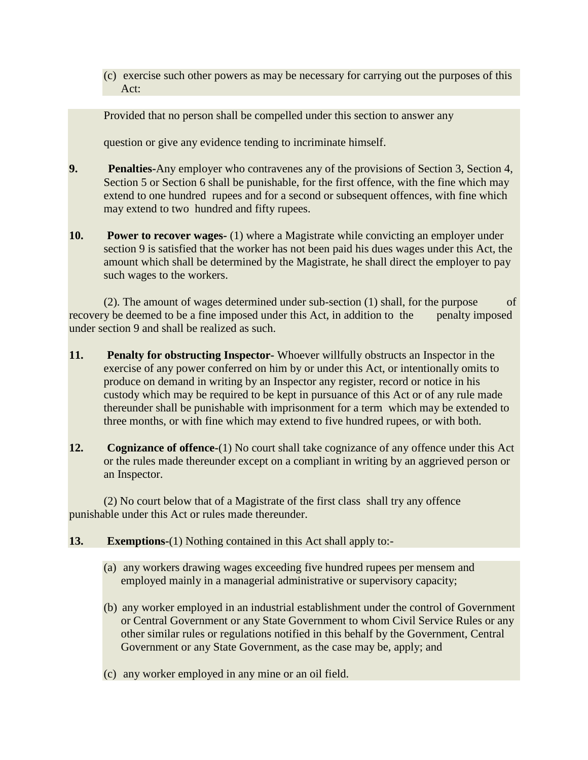(c) exercise such other powers as may be necessary for carrying out the purposes of this Act:

Provided that no person shall be compelled under this section to answer any

question or give any evidence tending to incriminate himself.

**9.** **Penalties-**Any employer who contravenes any of the provisions of Section 3, Section 4, Section 5 or Section 6 shall be punishable, for the first offence, with the fine which may extend to one hundred rupees and for a second or subsequent offences, with fine which may extend to two hundred and fifty rupees.

**10.** **Power to recover wages-** (1) where a Magistrate while convicting an employer under section 9 is satisfied that the worker has not been paid his dues wages under this Act, the amount which shall be determined by the Magistrate, he shall direct the employer to pay such wages to the workers.

(2). The amount of wages determined under sub-section (1) shall, for the purpose of recovery be deemed to be a fine imposed under this Act, in addition to the penalty imposed under section 9 and shall be realized as such.

**11.** **Penalty for obstructing Inspector-** Whoever willfully obstructs an Inspector in the exercise of any power conferred on him by or under this Act, or intentionally omits to produce on demand in writing by an Inspector any register, record or notice in his custody which may be required to be kept in pursuance of this Act or of any rule made thereunder shall be punishable with imprisonment for a term which may be extended to three months, or with fine which may extend to five hundred rupees, or with both.

**12.** **Cognizance of offence-**(1) No court shall take cognizance of any offence under this Act or the rules made thereunder except on a compliant in writing by an aggrieved person or an Inspector.

(2) No court below that of a Magistrate of the first class shall try any offence punishable under this Act or rules made thereunder.

**13.** **Exemptions-**(1) Nothing contained in this Act shall apply to:-

(a) any workers drawing wages exceeding five hundred rupees per mensem and employed mainly in a managerial administrative or supervisory capacity;

(b) any worker employed in an industrial establishment under the control of Government or Central Government or any State Government to whom Civil Service Rules or any other similar rules or regulations notified in this behalf by the Government, Central Government or any State Government, as the case may be, apply; and

(c) any worker employed in any mine or an oil field.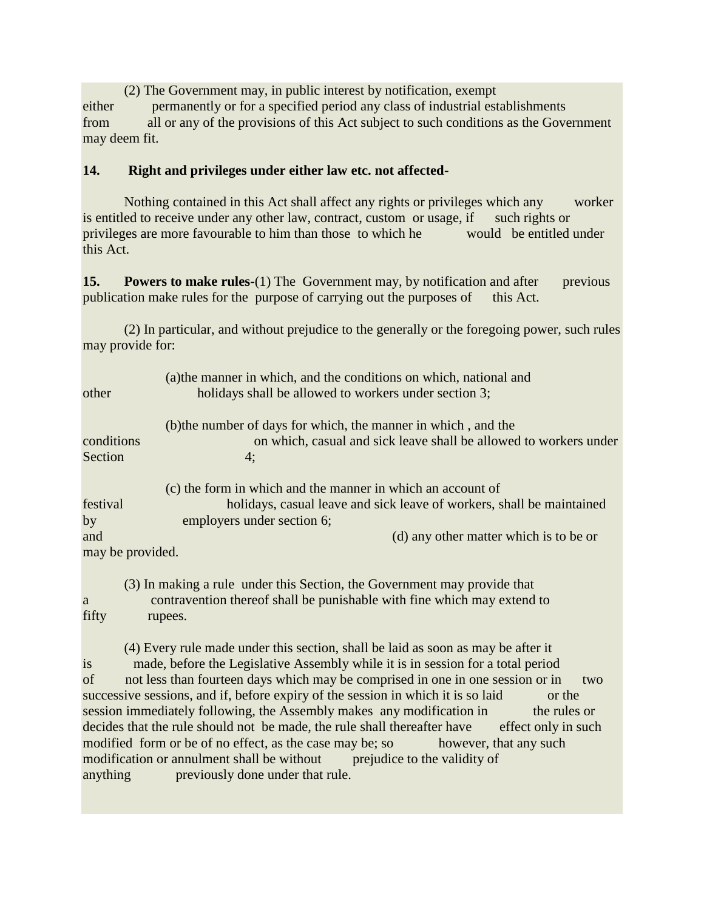(2) The Government may, in public interest by notification, exempt either permanently or for a specified period any class of industrial establishments from all or any of the provisions of this Act subject to such conditions as the Government may deem fit.

**14. Right and privileges under either law etc. not affected-**

Nothing contained in this Act shall affect any rights or privileges which any worker is entitled to receive under any other law, contract, custom or usage, if such rights or privileges are more favourable to him than those to which he would be entitled under this Act.

**15. Powers to make rules-**(1) The Government may, by notification and after previous publication make rules for the purpose of carrying out the purposes of this Act.

(2) In particular, and without prejudice to the generally or the foregoing power, such rules may provide for:

(a)the manner in which, and the conditions on which, national and other holidays shall be allowed to workers under section 3;

(b)the number of days for which, the manner in which , and the conditions on which, casual and sick leave shall be allowed to workers under Section 4;

(c) the form in which and the manner in which an account of festival holidays, casual leave and sick leave of workers, shall be maintained by employers under section 6; and

(d) any other matter which is to be or may be provided.

(3) In making a rule under this Section, the Government may provide that a contravention thereof shall be punishable with fine which may extend to fifty rupees.

(4) Every rule made under this section, shall be laid as soon as may be after it is made, before the Legislative Assembly while it is in session for a total period of not less than fourteen days which may be comprised in one in one session or in two successive sessions, and if, before expiry of the session in which it is so laid or the session immediately following, the Assembly makes any modification in the rules or decides that the rule should not be made, the rule shall thereafter have effect only in such modified form or be of no effect, as the case may be; so however, that any such modification or annulment shall be without prejudice to the validity of anything previously done under that rule.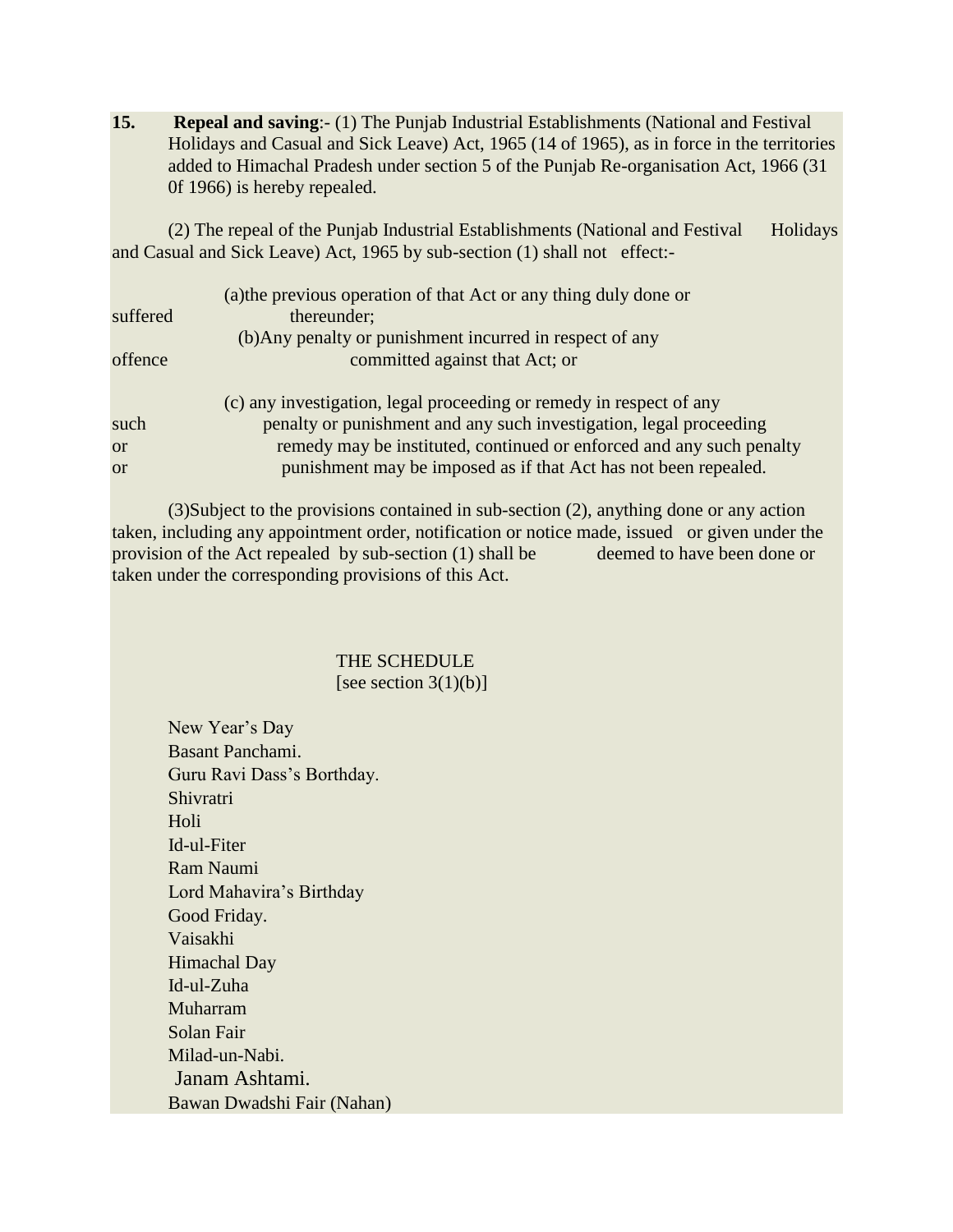**15. Repeal and saving**:- (1) The Punjab Industrial Establishments (National and Festival Holidays and Casual and Sick Leave) Act, 1965 (14 of 1965), as in force in the territories added to Himachal Pradesh under section 5 of the Punjab Re-organisation Act, 1966 (31 0f 1966) is hereby repealed.

(2) The repeal of the Punjab Industrial Establishments (National and Festival Holidays and Casual and Sick Leave) Act, 1965 by sub-section (1) shall not effect:-

(a)the previous operation of that Act or any thing duly done or suffered thereunder;

(b)Any penalty or punishment incurred in respect of any offence committed against that Act; or

(c) any investigation, legal proceeding or remedy in respect of any such penalty or punishment and any such investigation, legal proceeding or remedy may be instituted, continued or enforced and any such penalty or punishment may be imposed as if that Act has not been repealed.

(3)Subject to the provisions contained in sub-section (2), anything done or any action taken, including any appointment order, notification or notice made, issued or given under the provision of the Act repealed by sub-section (1) shall be deemed to have been done or taken under the corresponding provisions of this Act.

## THE SCHEDULE
[see section 3(1)(b)]

New Year's Day
Basant Panchami.
Guru Ravi Dass's Borthday.
Shivratri
Holi
Id-ul-Fiter
Ram Naumi
Lord Mahavira's Birthday
Good Friday.
Vaisakhi
Himachal Day
Id-ul-Zuha
Muharram
Solan Fair
Milad-un-Nabi.
Janam Ashtami.
Bawan Dwadshi Fair (Nahan)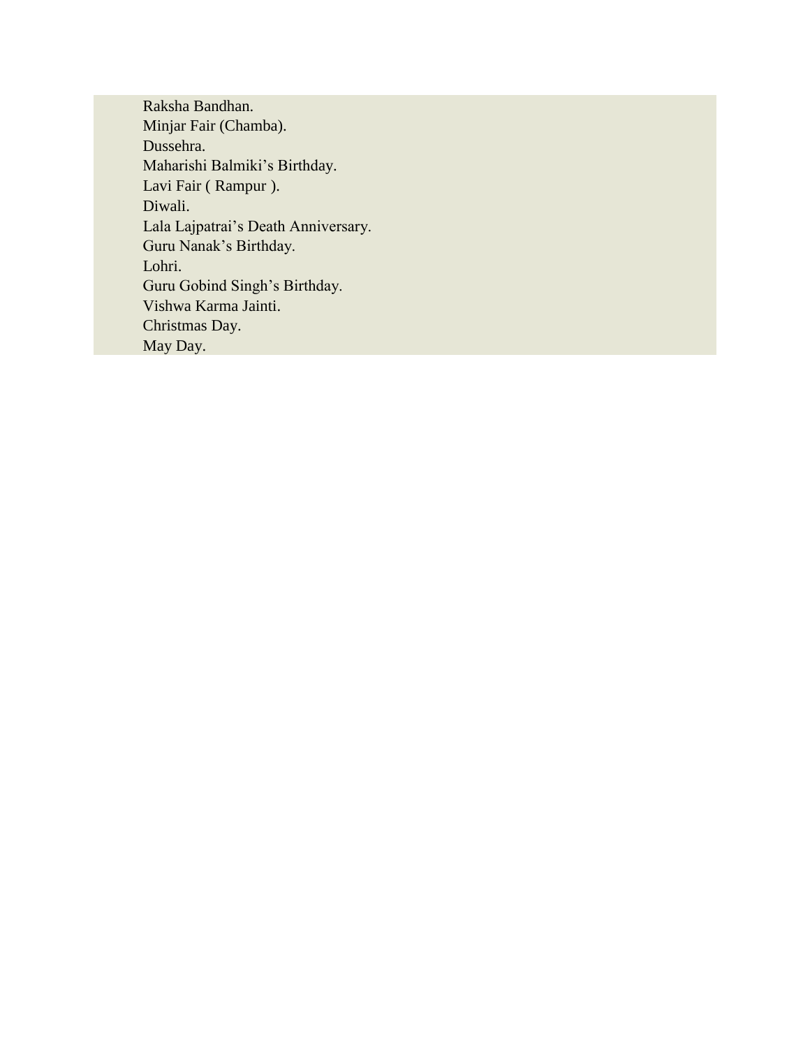Raksha Bandhan.  
Minjar Fair (Chamba).  
Dussehra.  
Maharishi Balmiki's Birthday.  
Lavi Fair ( Rampur ).  
Diwali.  
Lala Lajpatrai's Death Anniversary.  
Guru Nanak's Birthday.  
Lohri.  
Guru Gobind Singh's Birthday.  
Vishwa Karma Jainti.  
Christmas Day.  
May Day.